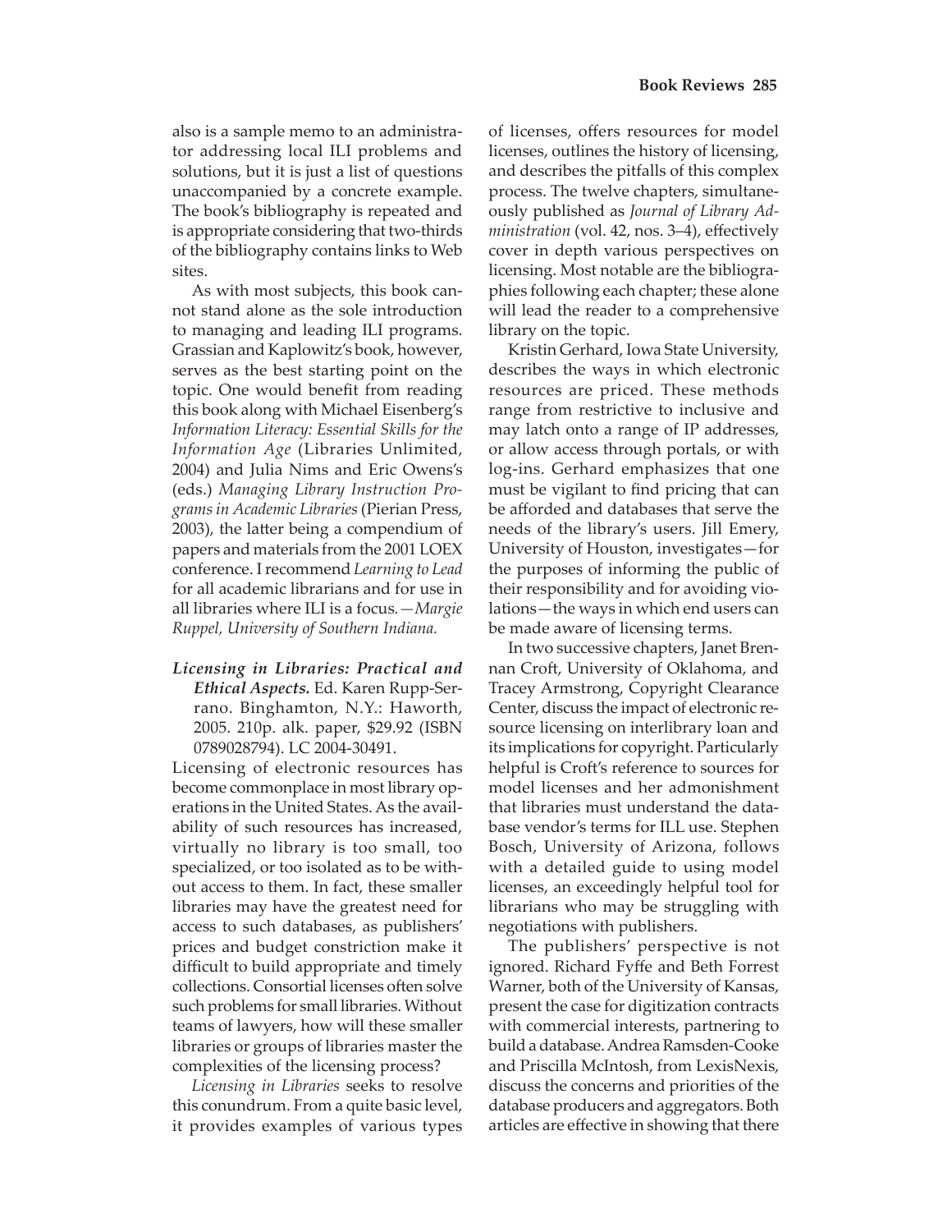also is a sample memo to an administrator addressing local ILI problems and solutions, but it is just a list of questions unaccompanied by a concrete example. The book's bibliography is repeated and is appropriate considering that two-thirds of the bibliography contains links to Web sites.

As with most subjects, this book cannot stand alone as the sole introduction to managing and leading ILI programs. Grassian and Kaplowitz's book, however, serves as the best starting point on the topic. One would benefit from reading this book along with Michael Eisenberg's *Information Literacy: Essential Skills for the Information Age* (Libraries Unlimited, 2004) and Julia Nims and Eric Owens's (eds.) *Managing Library Instruction Programs in Academic Libraries* (Pierian Press, 2003), the latter being a compendium of papers and materials from the 2001 LOEX conference. I recommend *Learning to Lead* for all academic librarians and for use in all libraries where ILI is a focus. *—Margie Ruppel, University of Southern Indiana.*

***Licensing in Libraries: Practical and Ethical Aspects.*** Ed. Karen Rupp-Serrano. Binghamton, N.Y.: Haworth, 2005. 210p. alk. paper, $29.92 (ISBN 0789028794). LC 2004-30491.

Licensing of electronic resources has become commonplace in most library operations in the United States. As the availability of such resources has increased, virtually no library is too small, too specialized, or too isolated as to be without access to them. In fact, these smaller libraries may have the greatest need for access to such databases, as publishers' prices and budget constriction make it difficult to build appropriate and timely collections. Consortial licenses often solve such problems for small libraries. Without teams of lawyers, how will these smaller libraries or groups of libraries master the complexities of the licensing process?

*Licensing in Libraries* seeks to resolve this conundrum. From a quite basic level, it provides examples of various types of licenses, offers resources for model licenses, outlines the history of licensing, and describes the pitfalls of this complex process. The twelve chapters, simultaneously published as *Journal of Library Administration* (vol. 42, nos. 3–4), effectively cover in depth various perspectives on licensing. Most notable are the bibliographies following each chapter; these alone will lead the reader to a comprehensive library on the topic.

Kristin Gerhard, Iowa State University, describes the ways in which electronic resources are priced. These methods range from restrictive to inclusive and may latch onto a range of IP addresses, or allow access through portals, or with log-ins. Gerhard emphasizes that one must be vigilant to find pricing that can be afforded and databases that serve the needs of the library's users. Jill Emery, University of Houston, investigates—for the purposes of informing the public of their responsibility and for avoiding violations—the ways in which end users can be made aware of licensing terms.

In two successive chapters, Janet Brennan Croft, University of Oklahoma, and Tracey Armstrong, Copyright Clearance Center, discuss the impact of electronic resource licensing on interlibrary loan and its implications for copyright. Particularly helpful is Croft's reference to sources for model licenses and her admonishment that libraries must understand the database vendor's terms for ILL use. Stephen Bosch, University of Arizona, follows with a detailed guide to using model licenses, an exceedingly helpful tool for librarians who may be struggling with negotiations with publishers.

The publishers' perspective is not ignored. Richard Fyffe and Beth Forrest Warner, both of the University of Kansas, present the case for digitization contracts with commercial interests, partnering to build a database. Andrea Ramsden-Cooke and Priscilla McIntosh, from LexisNexis, discuss the concerns and priorities of the database producers and aggregators. Both articles are effective in showing that there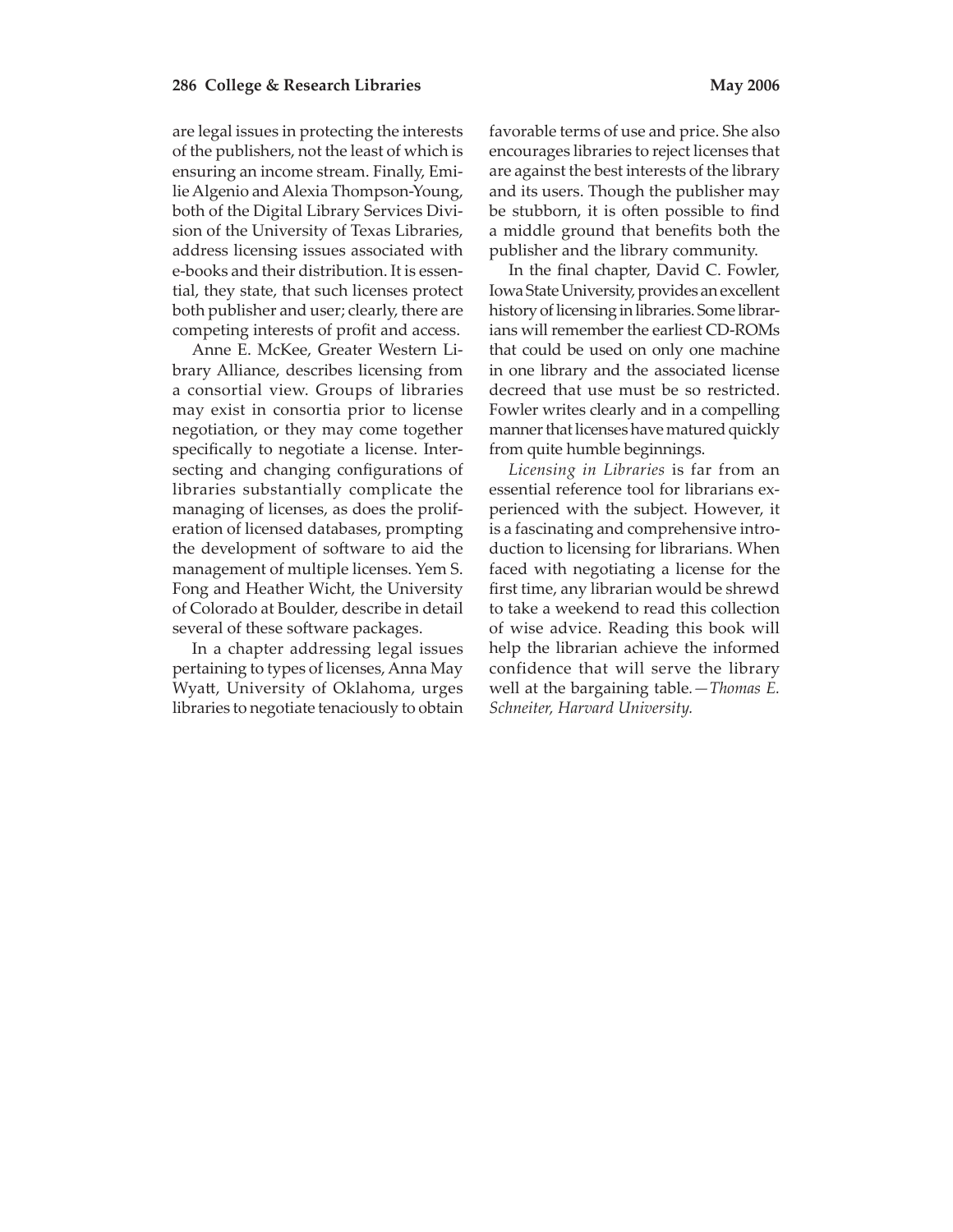are legal issues in protecting the interests of the publishers, not the least of which is ensuring an income stream. Finally, Emilie Algenio and Alexia Thompson-Young, both of the Digital Library Services Division of the University of Texas Libraries, address licensing issues associated with e-books and their distribution. It is essential, they state, that such licenses protect both publisher and user; clearly, there are competing interests of profit and access.

Anne E. McKee, Greater Western Library Alliance, describes licensing from a consortial view. Groups of libraries may exist in consortia prior to license negotiation, or they may come together specifically to negotiate a license. Intersecting and changing configurations of libraries substantially complicate the managing of licenses, as does the proliferation of licensed databases, prompting the development of software to aid the management of multiple licenses. Yem S. Fong and Heather Wicht, the University of Colorado at Boulder, describe in detail several of these software packages.

In a chapter addressing legal issues pertaining to types of licenses, Anna May Wyatt, University of Oklahoma, urges libraries to negotiate tenaciously to obtain favorable terms of use and price. She also encourages libraries to reject licenses that are against the best interests of the library and its users. Though the publisher may be stubborn, it is often possible to find a middle ground that benefits both the publisher and the library community.

In the final chapter, David C. Fowler, Iowa State University, provides an excellent history of licensing in libraries. Some librarians will remember the earliest CD-ROMs that could be used on only one machine in one library and the associated license decreed that use must be so restricted. Fowler writes clearly and in a compelling manner that licenses have matured quickly from quite humble beginnings.

*Licensing in Libraries* is far from an essential reference tool for librarians experienced with the subject. However, it is a fascinating and comprehensive introduction to licensing for librarians. When faced with negotiating a license for the first time, any librarian would be shrewd to take a weekend to read this collection of wise advice. Reading this book will help the librarian achieve the informed confidence that will serve the library well at the bargaining table.*—Thomas E. Schneiter, Harvard University.*